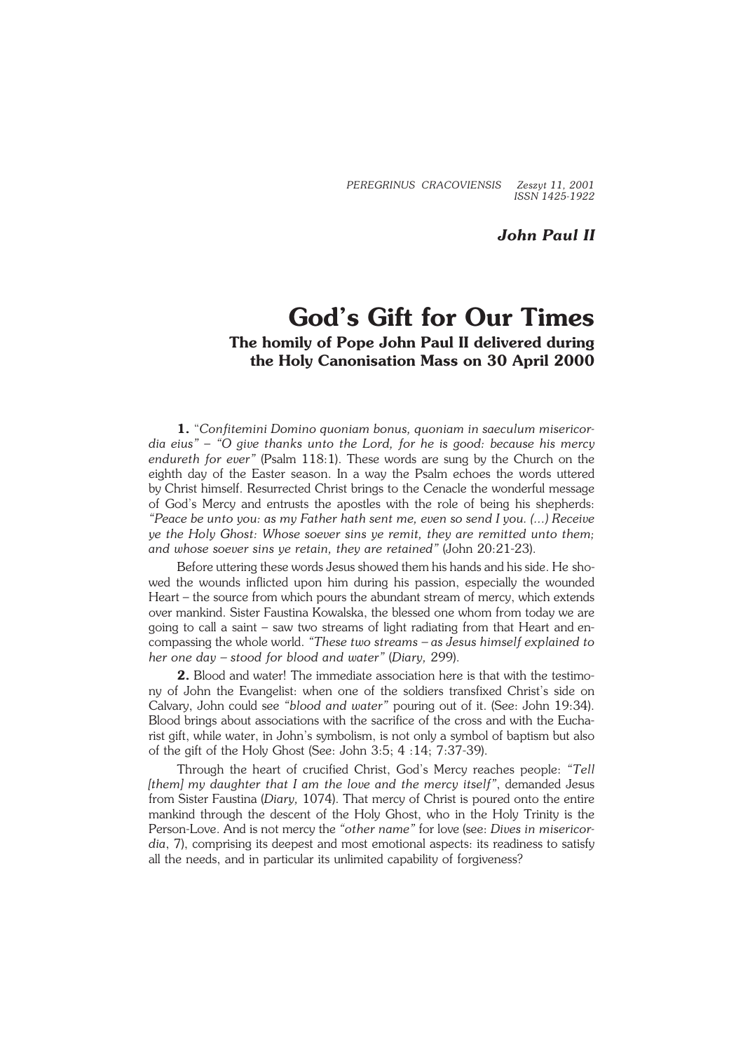*John Paul II*

# God's Gift for Our Times

## The homily of Pope John Paul II delivered during the Holy Canonisation Mass on 30 April 2000

**1.** "*Confitemini Domino quoniam bonus, quoniam in saeculum misericordia eius" – "O give thanks unto the Lord, for he is good: because his mercy endureth for ever"* (Psalm 118:1). These words are sung by the Church on the eighth day of the Easter season. In a way the Psalm echoes the words uttered by Christ himself. Resurrected Christ brings to the Cenacle the wonderful message of God's Mercy and entrusts the apostles with the role of being his shepherds: *"Peace be unto you: as my Father hath sent me, even so send I you. (...) Receive ye the Holy Ghost: Whose soever sins ye remit, they are remitted unto them; and whose soever sins ye retain, they are retained"* (John 20:21-23).

Before uttering these words Jesus showed them his hands and his side. He showed the wounds inflicted upon him during his passion, especially the wounded Heart – the source from which pours the abundant stream of mercy, which extends over mankind. Sister Faustina Kowalska, the blessed one whom from today we are going to call a saint – saw two streams of light radiating from that Heart and encompassing the whole world. *"These two streams – as Jesus himself explained to her one day – stood for blood and water"* (*Diary,* 299).

**2.** Blood and water! The immediate association here is that with the testimony of John the Evangelist: when one of the soldiers transfixed Christ's side on Calvary, John could see *"blood and water"* pouring out of it. (See: John 19:34). Blood brings about associations with the sacrifice of the cross and with the Eucharist gift, while water, in John's symbolism, is not only a symbol of baptism but also of the gift of the Holy Ghost (See: John 3:5; 4 :14; 7:37-39).

Through the heart of crucified Christ, God's Mercy reaches people: *"Tell [them] my daughter that I am the love and the mercy itself"*, demanded Jesus from Sister Faustina (*Diary,* 1074). That mercy of Christ is poured onto the entire mankind through the descent of the Holy Ghost, who in the Holy Trinity is the Person-Love. And is not mercy the *"other name"* for love (see: *Dives in misericordia*, 7), comprising its deepest and most emotional aspects: its readiness to satisfy all the needs, and in particular its unlimited capability of forgiveness?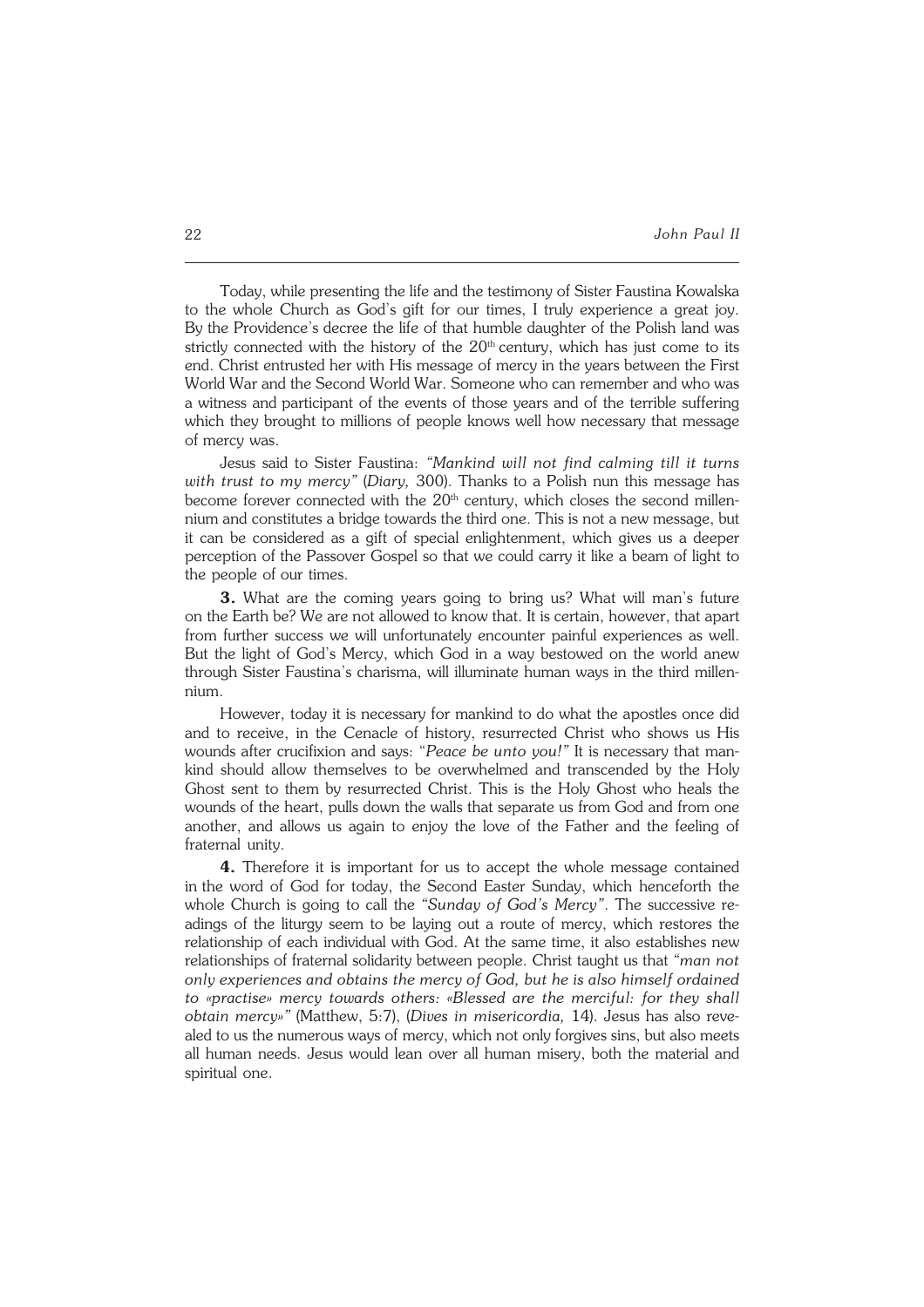Today, while presenting the life and the testimony of Sister Faustina Kowalska to the whole Church as God's gift for our times, I truly experience a great joy. By the Providence's decree the life of that humble daughter of the Polish land was strictly connected with the history of the 20th century, which has just come to its end. Christ entrusted her with His message of mercy in the years between the First World War and the Second World War. Someone who can remember and who was a witness and participant of the events of those years and of the terrible suffering which they brought to millions of people knows well how necessary that message of mercy was.

Jesus said to Sister Faustina: *"Mankind will not find calming till it turns with trust to my mercy"* (*Diary,* 300). Thanks to a Polish nun this message has become forever connected with the 20th century, which closes the second millennium and constitutes a bridge towards the third one. This is not a new message, but it can be considered as a gift of special enlightenment, which gives us a deeper perception of the Passover Gospel so that we could carry it like a beam of light to the people of our times.

**3.** What are the coming years going to bring us? What will man's future on the Earth be? We are not allowed to know that. It is certain, however, that apart from further success we will unfortunately encounter painful experiences as well. But the light of God's Mercy, which God in a way bestowed on the world anew through Sister Faustina's charisma, will illuminate human ways in the third millennium.

However, today it is necessary for mankind to do what the apostles once did and to receive, in the Cenacle of history, resurrected Christ who shows us His wounds after crucifixion and says: "*Peace be unto you!"* It is necessary that mankind should allow themselves to be overwhelmed and transcended by the Holy Ghost sent to them by resurrected Christ. This is the Holy Ghost who heals the wounds of the heart, pulls down the walls that separate us from God and from one another, and allows us again to enjoy the love of the Father and the feeling of fraternal unity.

**4.** Therefore it is important for us to accept the whole message contained in the word of God for today, the Second Easter Sunday, which henceforth the whole Church is going to call the *"Sunday of God's Mercy"*. The successive readings of the liturgy seem to be laying out a route of mercy, which restores the relationship of each individual with God. At the same time, it also establishes new relationships of fraternal solidarity between people. Christ taught us that *"man not only experiences and obtains the mercy of God, but he is also himself ordained to «practise» mercy towards others: «Blessed are the merciful: for they shall obtain mercy»"* (Matthew, 5:7), (*Dives in misericordia,* 14). Jesus has also revealed to us the numerous ways of mercy, which not only forgives sins, but also meets all human needs. Jesus would lean over all human misery, both the material and spiritual one.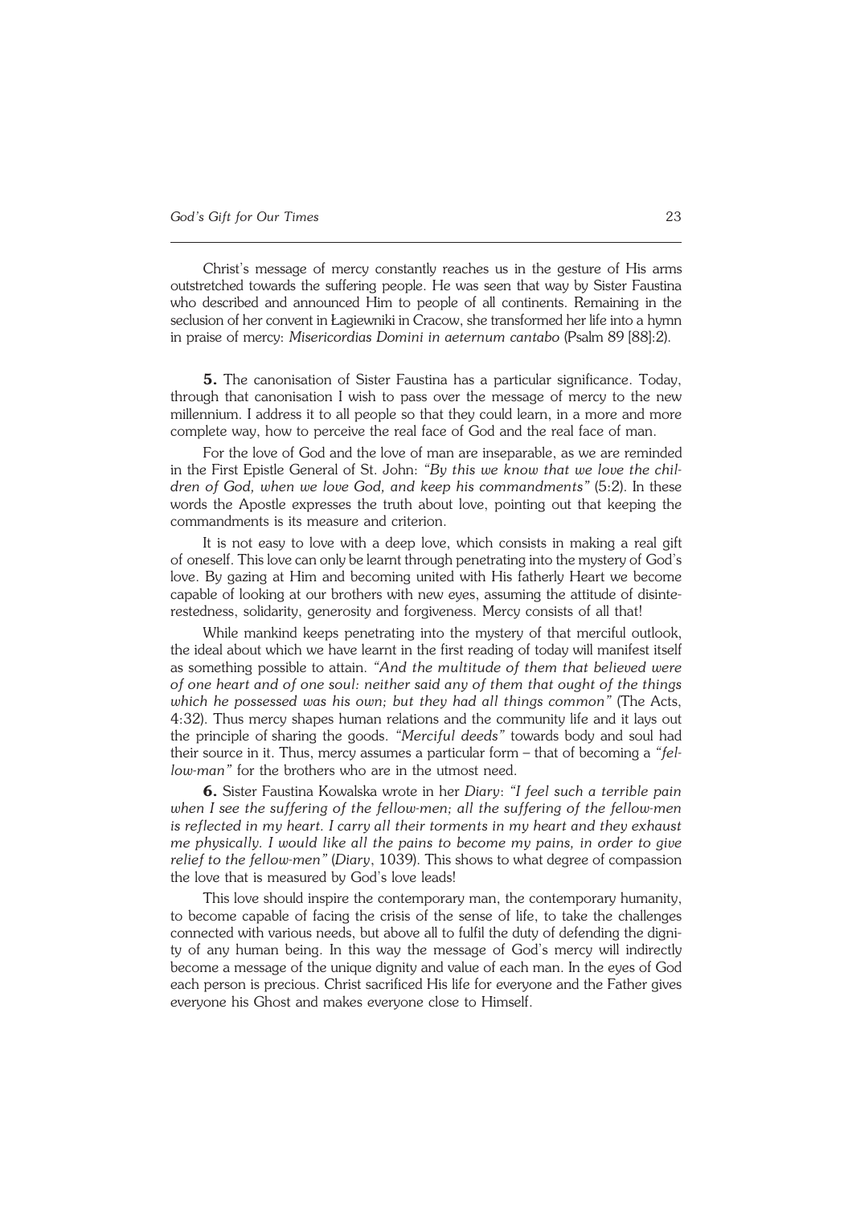Christ's message of mercy constantly reaches us in the gesture of His arms outstretched towards the suffering people. He was seen that way by Sister Faustina who described and announced Him to people of all continents. Remaining in the seclusion of her convent in Łagiewniki in Cracow, she transformed her life into a hymn in praise of mercy: *Misericordias Domini in aeternum cantabo* (Psalm 89 [88]:2).

**5.** The canonisation of Sister Faustina has a particular significance. Today, through that canonisation I wish to pass over the message of mercy to the new millennium. I address it to all people so that they could learn, in a more and more complete way, how to perceive the real face of God and the real face of man.

For the love of God and the love of man are inseparable, as we are reminded in the First Epistle General of St. John: *"By this we know that we love the children of God, when we love God, and keep his commandments"* (5:2). In these words the Apostle expresses the truth about love, pointing out that keeping the commandments is its measure and criterion.

It is not easy to love with a deep love, which consists in making a real gift of oneself. This love can only be learnt through penetrating into the mystery of God's love. By gazing at Him and becoming united with His fatherly Heart we become capable of looking at our brothers with new eyes, assuming the attitude of disinterestedness, solidarity, generosity and forgiveness. Mercy consists of all that!

While mankind keeps penetrating into the mystery of that merciful outlook, the ideal about which we have learnt in the first reading of today will manifest itself as something possible to attain. *"And the multitude of them that believed were of one heart and of one soul: neither said any of them that ought of the things which he possessed was his own; but they had all things common"* (The Acts, 4:32). Thus mercy shapes human relations and the community life and it lays out the principle of sharing the goods. *"Merciful deeds"* towards body and soul had their source in it. Thus, mercy assumes a particular form – that of becoming a *"fellow-man"* for the brothers who are in the utmost need.

**6.** Sister Faustina Kowalska wrote in her *Diary*: *"I feel such a terrible pain when I see the suffering of the fellow-men; all the suffering of the fellow-men is reflected in my heart. I carry all their torments in my heart and they exhaust me physically. I would like all the pains to become my pains, in order to give relief to the fellow-men"* (*Diary*, 1039). This shows to what degree of compassion the love that is measured by God's love leads!

This love should inspire the contemporary man, the contemporary humanity, to become capable of facing the crisis of the sense of life, to take the challenges connected with various needs, but above all to fulfil the duty of defending the dignity of any human being. In this way the message of God's mercy will indirectly become a message of the unique dignity and value of each man. In the eyes of God each person is precious. Christ sacrificed His life for everyone and the Father gives everyone his Ghost and makes everyone close to Himself.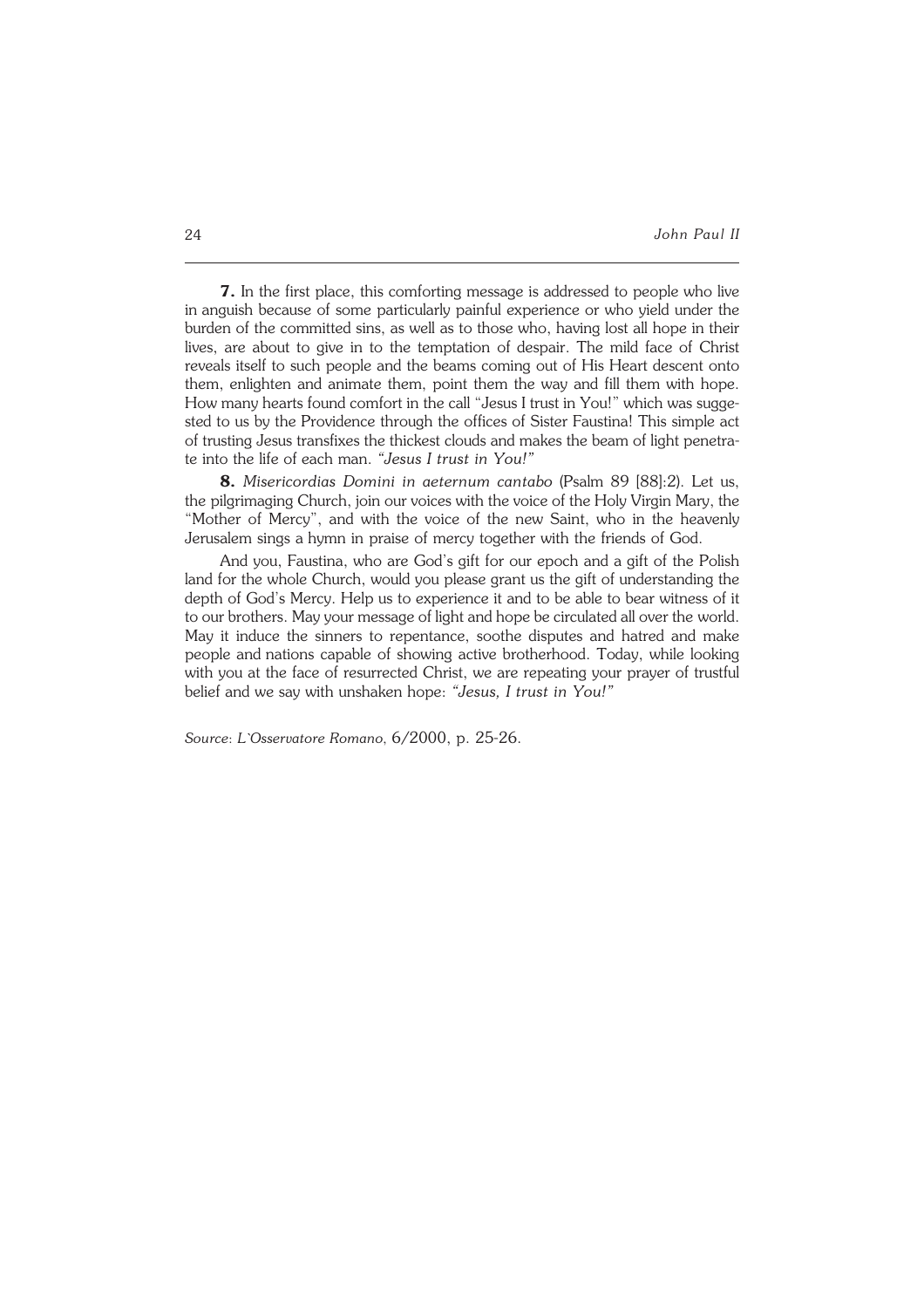**7.** In the first place, this comforting message is addressed to people who live in anguish because of some particularly painful experience or who yield under the burden of the committed sins, as well as to those who, having lost all hope in their lives, are about to give in to the temptation of despair. The mild face of Christ reveals itself to such people and the beams coming out of His Heart descent onto them, enlighten and animate them, point them the way and fill them with hope. How many hearts found comfort in the call "Jesus I trust in You!" which was suggested to us by the Providence through the offices of Sister Faustina! This simple act of trusting Jesus transfixes the thickest clouds and makes the beam of light penetrate into the life of each man. *"Jesus I trust in You!"*

**8.** *Misericordias Domini in aeternum cantabo* (Psalm 89 [88]:2). Let us, the pilgrimaging Church, join our voices with the voice of the Holy Virgin Mary, the "Mother of Mercy", and with the voice of the new Saint, who in the heavenly Jerusalem sings a hymn in praise of mercy together with the friends of God.

And you, Faustina, who are God's gift for our epoch and a gift of the Polish land for the whole Church, would you please grant us the gift of understanding the depth of God's Mercy. Help us to experience it and to be able to bear witness of it to our brothers. May your message of light and hope be circulated all over the world. May it induce the sinners to repentance, soothe disputes and hatred and make people and nations capable of showing active brotherhood. Today, while looking with you at the face of resurrected Christ, we are repeating your prayer of trustful belief and we say with unshaken hope: *"Jesus, I trust in You!"*

*Source*: *L`Osservatore Romano*, 6/2000, p. 25-26.